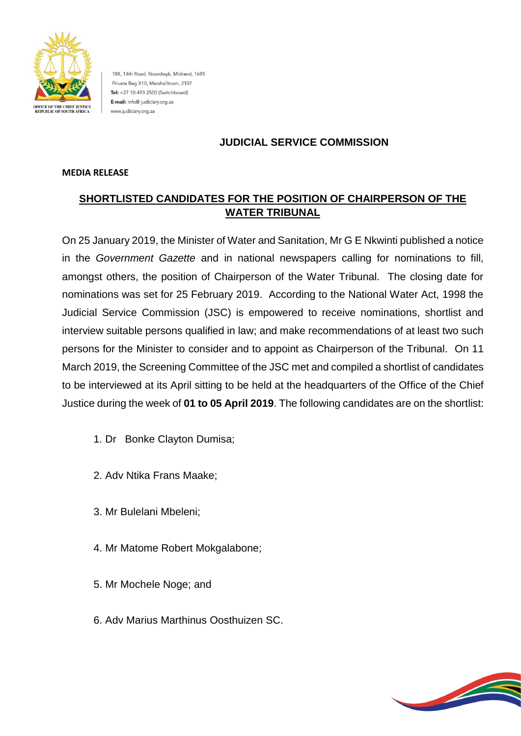188, 14th Road, Noordwyk, Midrand, 1685
Private Bag X10, Marshalltown, 2107
**Tel:** +27 10 493 2500 (Switchboard)
**E-mail:** info@ judiciary.org.za
www.judiciary.org.za

OFFICE OF THE CHIEF JUSTICE
REPUBLIC OF SOUTH AFRICA

# JUDICIAL SERVICE COMMISSION

**MEDIA RELEASE**

## SHORTLISTED CANDIDATES FOR THE POSITION OF CHAIRPERSON OF THE WATER TRIBUNAL

On 25 January 2019, the Minister of Water and Sanitation, Mr G E Nkwinti published a notice in the *Government Gazette* and in national newspapers calling for nominations to fill, amongst others, the position of Chairperson of the Water Tribunal. The closing date for nominations was set for 25 February 2019. According to the National Water Act, 1998 the Judicial Service Commission (JSC) is empowered to receive nominations, shortlist and interview suitable persons qualified in law; and make recommendations of at least two such persons for the Minister to consider and to appoint as Chairperson of the Tribunal. On 11 March 2019, the Screening Committee of the JSC met and compiled a shortlist of candidates to be interviewed at its April sitting to be held at the headquarters of the Office of the Chief Justice during the week of **01 to 05 April 2019**. The following candidates are on the shortlist:

1. Dr Bonke Clayton Dumisa;
2. Adv Ntika Frans Maake;
3. Mr Bulelani Mbeleni;
4. Mr Matome Robert Mokgalabone;
5. Mr Mochele Noge; and
6. Adv Marius Marthinus Oosthuizen SC.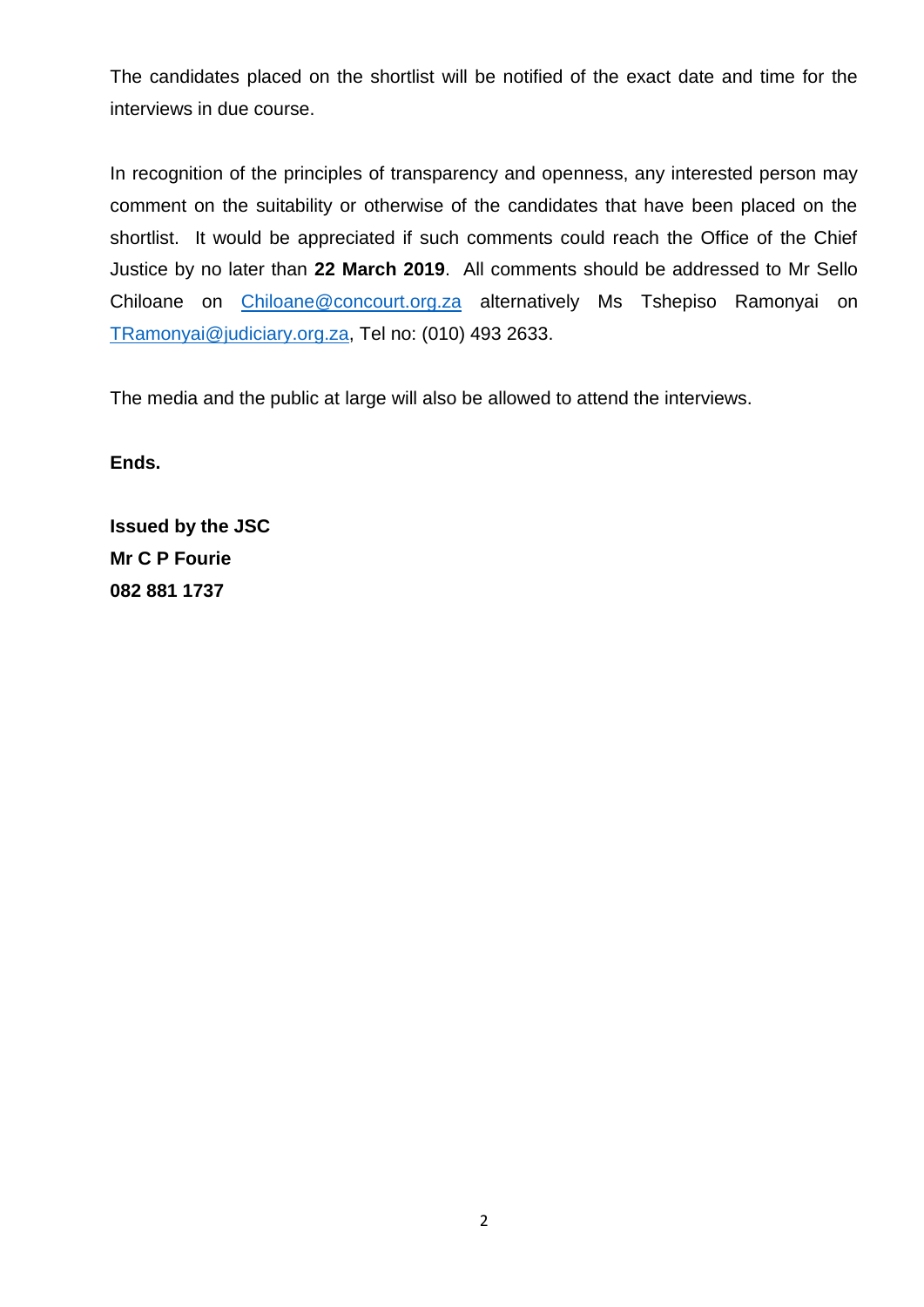The candidates placed on the shortlist will be notified of the exact date and time for the interviews in due course.

In recognition of the principles of transparency and openness, any interested person may comment on the suitability or otherwise of the candidates that have been placed on the shortlist. It would be appreciated if such comments could reach the Office of the Chief Justice by no later than **22 March 2019**. All comments should be addressed to Mr Sello Chiloane on Chiloane@concourt.org.za alternatively Ms Tshepiso Ramonyai on TRamonyai@judiciary.org.za, Tel no: (010) 493 2633.

The media and the public at large will also be allowed to attend the interviews.

**Ends.**

**Issued by the JSC**
**Mr C P Fourie**
**082 881 1737**